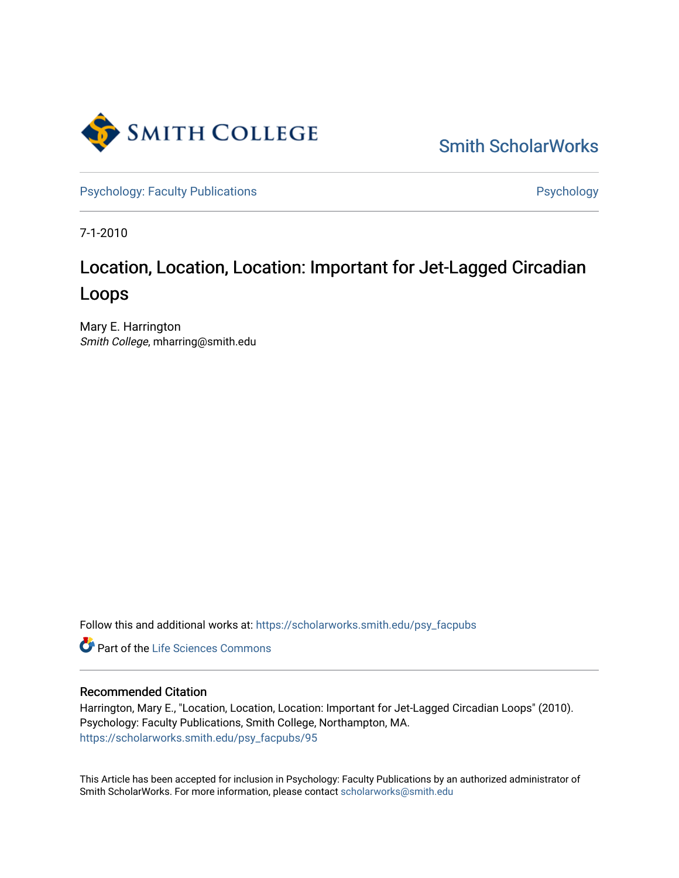Smith College

Smith ScholarWorks

Psychology: Faculty Publications

Psychology

7-1-2010

# Location, Location, Location: Important for Jet-Lagged Circadian Loops

Mary E. Harrington
*Smith College*, mharring@smith.edu

Follow this and additional works at: https://scholarworks.smith.edu/psy_facpubs

Part of the Life Sciences Commons

### Recommended Citation

Harrington, Mary E., "Location, Location, Location: Important for Jet-Lagged Circadian Loops" (2010). Psychology: Faculty Publications, Smith College, Northampton, MA.
https://scholarworks.smith.edu/psy_facpubs/95

This Article has been accepted for inclusion in Psychology: Faculty Publications by an authorized administrator of Smith ScholarWorks. For more information, please contact scholarworks@smith.edu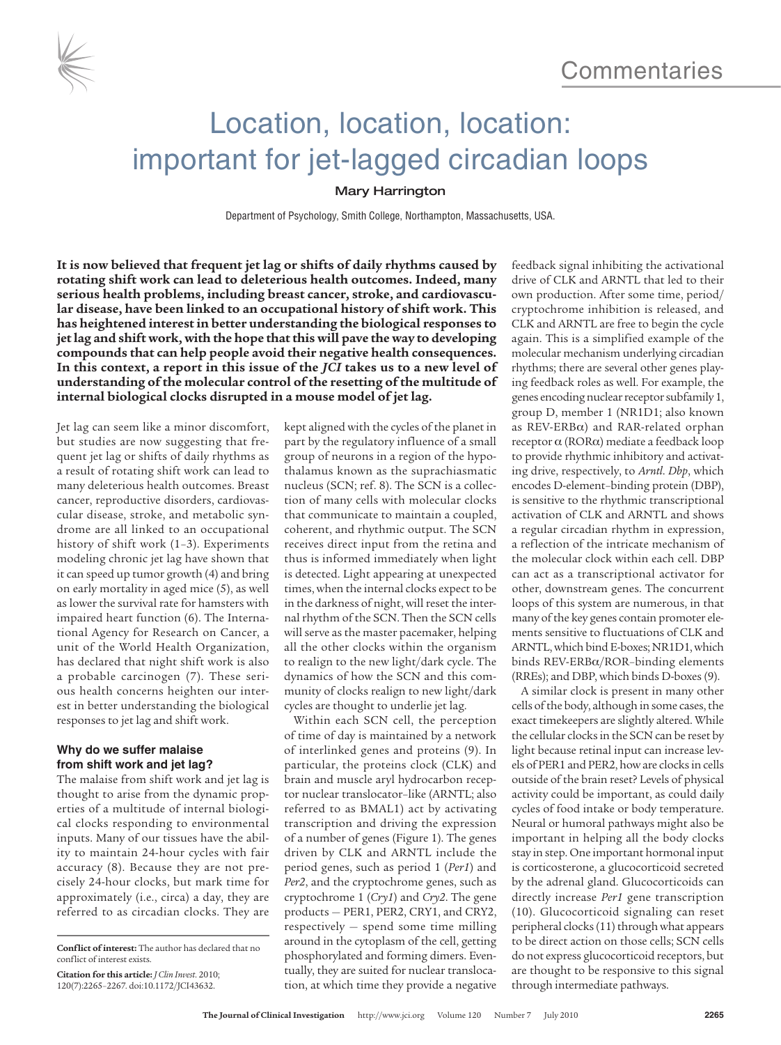Commentaries

# Location, location, location: important for jet-lagged circadian loops

Mary Harrington

Department of Psychology, Smith College, Northampton, Massachusetts, USA.

**It is now believed that frequent jet lag or shifts of daily rhythms caused by rotating shift work can lead to deleterious health outcomes. Indeed, many serious health problems, including breast cancer, stroke, and cardiovascular disease, have been linked to an occupational history of shift work. This has heightened interest in better understanding the biological responses to jet lag and shift work, with the hope that this will pave the way to developing compounds that can help people avoid their negative health consequences. In this context, a report in this issue of the *JCI* takes us to a new level of understanding of the molecular control of the resetting of the multitude of internal biological clocks disrupted in a mouse model of jet lag.**

Jet lag can seem like a minor discomfort, but studies are now suggesting that frequent jet lag or shifts of daily rhythms as a result of rotating shift work can lead to many deleterious health outcomes. Breast cancer, reproductive disorders, cardiovascular disease, stroke, and metabolic syndrome are all linked to an occupational history of shift work (1–3). Experiments modeling chronic jet lag have shown that it can speed up tumor growth (4) and bring on early mortality in aged mice (5), as well as lower the survival rate for hamsters with impaired heart function (6). The International Agency for Research on Cancer, a unit of the World Health Organization, has declared that night shift work is also a probable carcinogen (7). These serious health concerns heighten our interest in better understanding the biological responses to jet lag and shift work.

### Why do we suffer malaise from shift work and jet lag?

The malaise from shift work and jet lag is thought to arise from the dynamic properties of a multitude of internal biological clocks responding to environmental inputs. Many of our tissues have the ability to maintain 24-hour cycles with fair accuracy (8). Because they are not precisely 24-hour clocks, but mark time for approximately (i.e., circa) a day, they are referred to as circadian clocks. They are kept aligned with the cycles of the planet in part by the regulatory influence of a small group of neurons in a region of the hypothalamus known as the suprachiasmatic nucleus (SCN; ref. 8). The SCN is a collection of many cells with molecular clocks that communicate to maintain a coupled, coherent, and rhythmic output. The SCN receives direct input from the retina and thus is informed immediately when light is detected. Light appearing at unexpected times, when the internal clocks expect to be in the darkness of night, will reset the internal rhythm of the SCN. Then the SCN cells will serve as the master pacemaker, helping all the other clocks within the organism to realign to the new light/dark cycle. The dynamics of how the SCN and this community of clocks realign to new light/dark cycles are thought to underlie jet lag.

Within each SCN cell, the perception of time of day is maintained by a network of interlinked genes and proteins (9). In particular, the proteins clock (CLK) and brain and muscle aryl hydrocarbon receptor nuclear translocator–like (ARNTL; also referred to as BMAL1) act by activating transcription and driving the expression of a number of genes (Figure 1). The genes driven by CLK and ARNTL include the period genes, such as period 1 (*Per1*) and *Per2*, and the cryptochrome genes, such as cryptochrome 1 (*Cry1*) and *Cry2*. The gene products — PER1, PER2, CRY1, and CRY2, respectively — spend some time milling around in the cytoplasm of the cell, getting phosphorylated and forming dimers. Eventually, they are suited for nuclear translocation, at which time they provide a negative feedback signal inhibiting the activational drive of CLK and ARNTL that led to their own production. After some time, period/cryptochrome inhibition is released, and CLK and ARNTL are free to begin the cycle again. This is a simplified example of the molecular mechanism underlying circadian rhythms; there are several other genes playing feedback roles as well. For example, the genes encoding nuclear receptor subfamily 1, group D, member 1 (NR1D1; also known as REV-ERBα) and RAR-related orphan receptor α (RORα) mediate a feedback loop to provide rhythmic inhibitory and activating drive, respectively, to *Arntl*. *Dbp*, which encodes D-element–binding protein (DBP), is sensitive to the rhythmic transcriptional activation of CLK and ARNTL and shows a regular circadian rhythm in expression, a reflection of the intricate mechanism of the molecular clock within each cell. DBP can act as a transcriptional activator for other, downstream genes. The concurrent loops of this system are numerous, in that many of the key genes contain promoter elements sensitive to fluctuations of CLK and ARNTL, which bind E-boxes; NR1D1, which binds REV-ERBα/ROR–binding elements (RREs); and DBP, which binds D-boxes (9).

A similar clock is present in many other cells of the body, although in some cases, the exact timekeepers are slightly altered. While the cellular clocks in the SCN can be reset by light because retinal input can increase levels of PER1 and PER2, how are clocks in cells outside of the brain reset? Levels of physical activity could be important, as could daily cycles of food intake or body temperature. Neural or humoral pathways might also be important in helping all the body clocks stay in step. One important hormonal input is corticosterone, a glucocorticoid secreted by the adrenal gland. Glucocorticoids can directly increase *Per1* gene transcription (10). Glucocorticoid signaling can reset peripheral clocks (11) through what appears to be direct action on those cells; SCN cells do not express glucocorticoid receptors, but are thought to be responsive to this signal through intermediate pathways.

**Conflict of interest:** The author has declared that no conflict of interest exists.

**Citation for this article:** *J Clin Invest*. 2010; 120(7):2265–2267. doi:10.1172/JCI43632.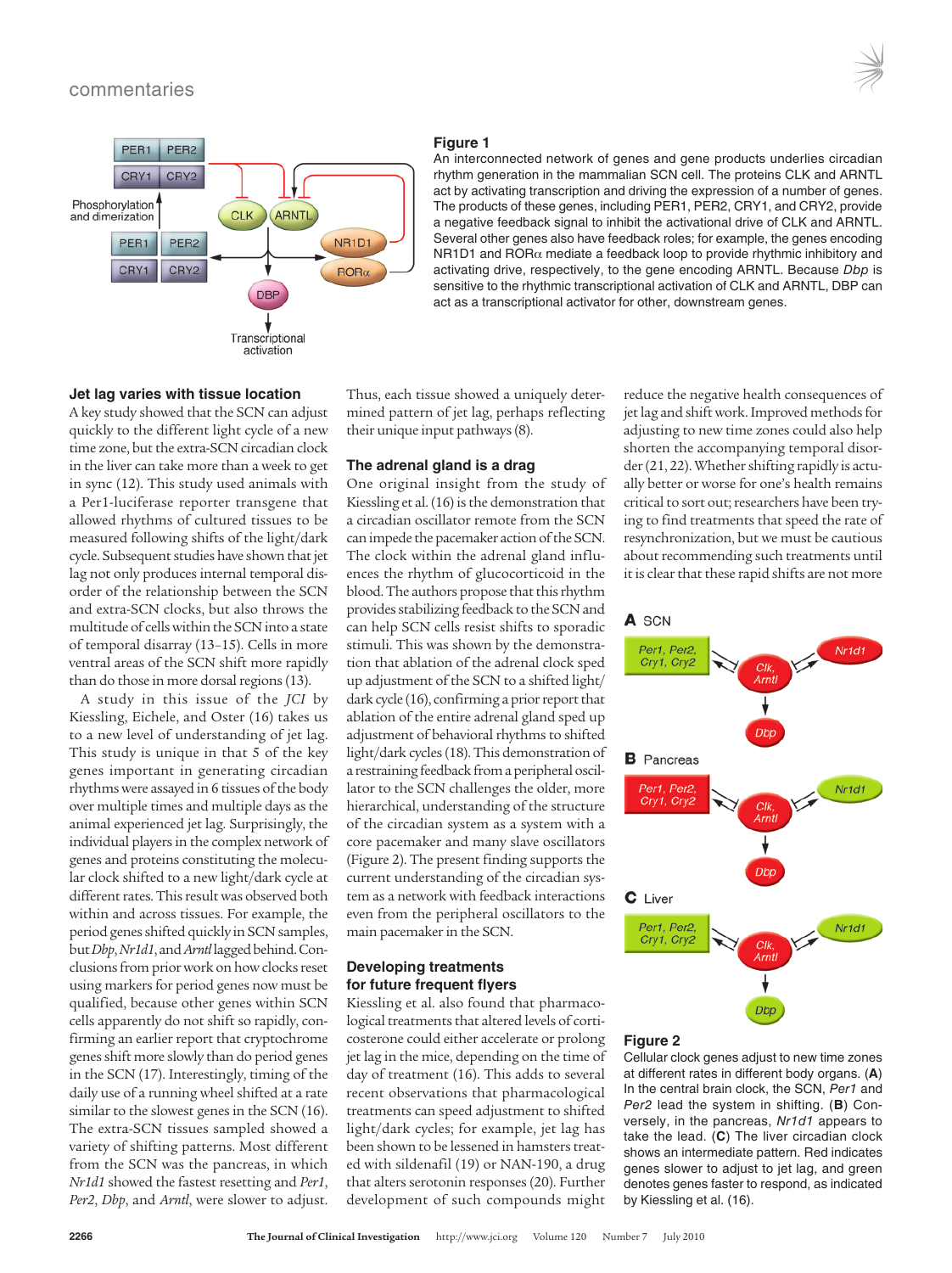**Figure 1**

An interconnected network of genes and gene products underlies circadian rhythm generation in the mammalian SCN cell. The proteins CLK and ARNTL act by activating transcription and driving the expression of a number of genes. The products of these genes, including PER1, PER2, CRY1, and CRY2, provide a negative feedback signal to inhibit the activational drive of CLK and ARNTL. Several other genes also have feedback roles; for example, the genes encoding NR1D1 and RORα mediate a feedback loop to provide rhythmic inhibitory and activating drive, respectively, to the gene encoding ARNTL. Because *Dbp* is sensitive to the rhythmic transcriptional activation of CLK and ARNTL, DBP can act as a transcriptional activator for other, downstream genes.

### Jet lag varies with tissue location

A key study showed that the SCN can adjust quickly to the different light cycle of a new time zone, but the extra-SCN circadian clock in the liver can take more than a week to get in sync (12). This study used animals with a Per1-luciferase reporter transgene that allowed rhythms of cultured tissues to be measured following shifts of the light/dark cycle. Subsequent studies have shown that jet lag not only produces internal temporal disorder of the relationship between the SCN and extra-SCN clocks, but also throws the multitude of cells within the SCN into a state of temporal disarray (13–15). Cells in more ventral areas of the SCN shift more rapidly than do those in more dorsal regions (13).

A study in this issue of the *JCI* by Kiessling, Eichele, and Oster (16) takes us to a new level of understanding of jet lag. This study is unique in that 5 of the key genes important in generating circadian rhythms were assayed in 6 tissues of the body over multiple times and multiple days as the animal experienced jet lag. Surprisingly, the individual players in the complex network of genes and proteins constituting the molecular clock shifted to a new light/dark cycle at different rates. This result was observed both within and across tissues. For example, the period genes shifted quickly in SCN samples, but *Dbp*, *Nr1d1*, and *Arntl* lagged behind. Conclusions from prior work on how clocks reset using markers for period genes now must be qualified, because other genes within SCN cells apparently do not shift so rapidly, confirming an earlier report that cryptochrome genes shift more slowly than do period genes in the SCN (17). Interestingly, timing of the daily use of a running wheel shifted at a rate similar to the slowest genes in the SCN (16). The extra-SCN tissues sampled showed a variety of shifting patterns. Most different from the SCN was the pancreas, in which *Nr1d1* showed the fastest resetting and *Per1*, *Per2*, *Dbp*, and *Arntl*, were slower to adjust. Thus, each tissue showed a uniquely determined pattern of jet lag, perhaps reflecting their unique input pathways (8).

### The adrenal gland is a drag

One original insight from the study of Kiessling et al. (16) is the demonstration that a circadian oscillator remote from the SCN can impede the pacemaker action of the SCN. The clock within the adrenal gland influences the rhythm of glucocorticoid in the blood. The authors propose that this rhythm provides stabilizing feedback to the SCN and can help SCN cells resist shifts to sporadic stimuli. This was shown by the demonstration that ablation of the adrenal clock sped up adjustment of the SCN to a shifted light/dark cycle (16), confirming a prior report that ablation of the entire adrenal gland sped up adjustment of behavioral rhythms to shifted light/dark cycles (18). This demonstration of a restraining feedback from a peripheral oscillator to the SCN challenges the older, more hierarchical, understanding of the structure of the circadian system as a system with a core pacemaker and many slave oscillators (Figure 2). The present finding supports the current understanding of the circadian system as a network with feedback interactions even from the peripheral oscillators to the main pacemaker in the SCN.

### Developing treatments for future frequent flyers

Kiessling et al. also found that pharmacological treatments that altered levels of corticosterone could either accelerate or prolong jet lag in the mice, depending on the time of day of treatment (16). This adds to several recent observations that pharmacological treatments can speed adjustment to shifted light/dark cycles; for example, jet lag has been shown to be lessened in hamsters treated with sildenafil (19) or NAN-190, a drug that alters serotonin responses (20). Further development of such compounds might reduce the negative health consequences of jet lag and shift work. Improved methods for adjusting to new time zones could also help shorten the accompanying temporal disorder (21, 22). Whether shifting rapidly is actually better or worse for one's health remains critical to sort out; researchers have been trying to find treatments that speed the rate of resynchronization, but we must be cautious about recommending such treatments until it is clear that these rapid shifts are not more

**Figure 2**

Cellular clock genes adjust to new time zones at different rates in different body organs. (**A**) In the central brain clock, the SCN, *Per1* and *Per2* lead the system in shifting. (**B**) Conversely, in the pancreas, *Nr1d1* appears to take the lead. (**C**) The liver circadian clock shows an intermediate pattern. Red indicates genes slower to adjust to jet lag, and green denotes genes faster to respond, as indicated by Kiessling et al. (16).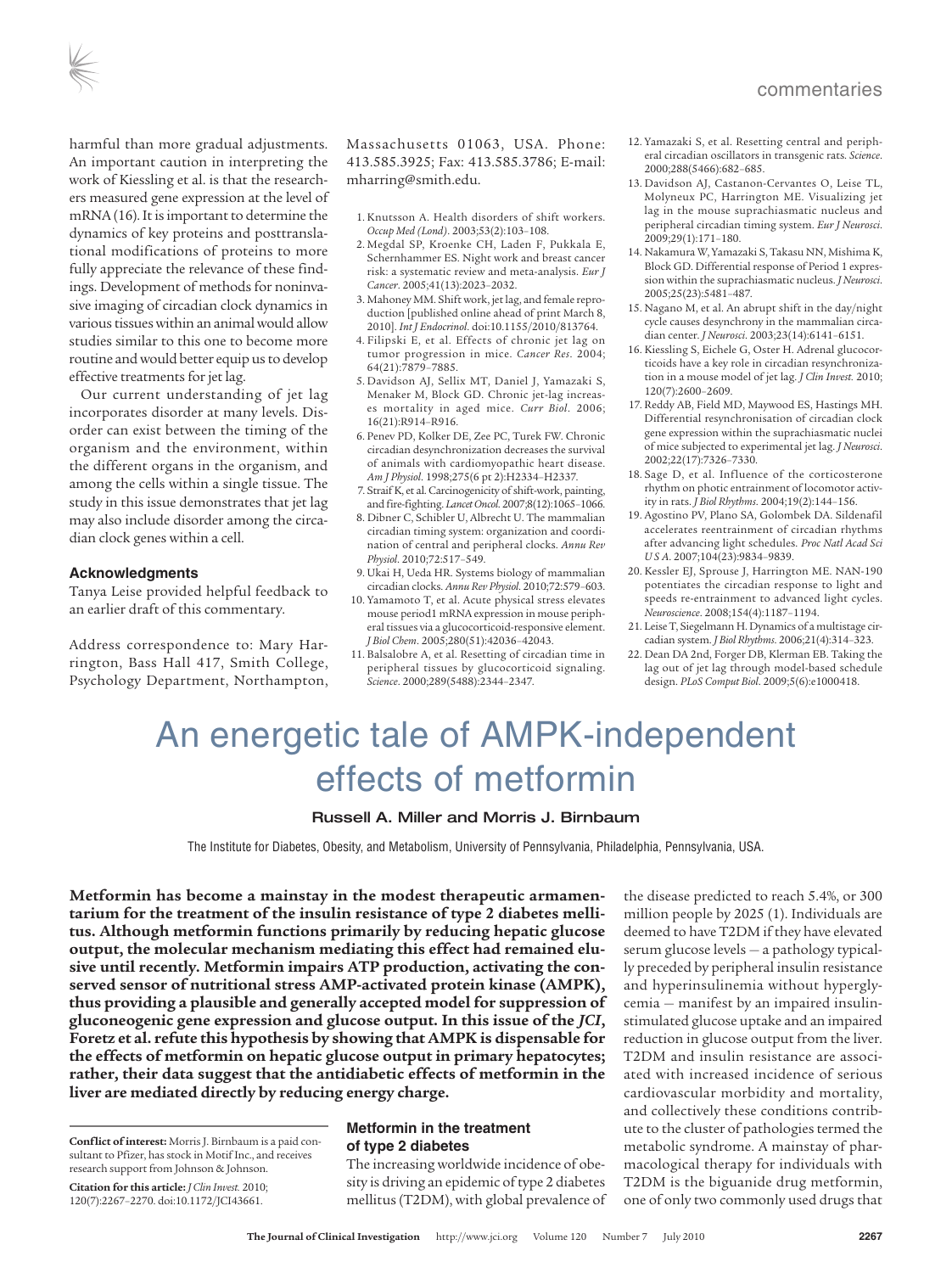harmful than more gradual adjustments. An important caution in interpreting the work of Kiessling et al. is that the researchers measured gene expression at the level of mRNA (16). It is important to determine the dynamics of key proteins and posttranslational modifications of proteins to more fully appreciate the relevance of these findings. Development of methods for noninvasive imaging of circadian clock dynamics in various tissues within an animal would allow studies similar to this one to become more routine and would better equip us to develop effective treatments for jet lag.

Our current understanding of jet lag incorporates disorder at many levels. Disorder can exist between the timing of the organism and the environment, within the different organs in the organism, and among the cells within a single tissue. The study in this issue demonstrates that jet lag may also include disorder among the circadian clock genes within a cell.

### Acknowledgments

Tanya Leise provided helpful feedback to an earlier draft of this commentary.

Address correspondence to: Mary Harrington, Bass Hall 417, Smith College, Psychology Department, Northampton, Massachusetts 01063, USA. Phone: 413.585.3925; Fax: 413.585.3786; E-mail: mharring@smith.edu.

1. Knutsson A. Health disorders of shift workers. *Occup Med (Lond)*. 2003;53(2):103–108.
2. Megdal SP, Kroenke CH, Laden F, Pukkala E, Schernhammer ES. Night work and breast cancer risk: a systematic review and meta-analysis. *Eur J Cancer*. 2005;41(13):2023–2032.
3. Mahoney MM. Shift work, jet lag, and female reproduction [published online ahead of print March 8, 2010]. *Int J Endocrinol*. doi:10.1155/2010/813764.
4. Filipski E, et al. Effects of chronic jet lag on tumor progression in mice. *Cancer Res*. 2004; 64(21):7879–7885.
5. Davidson AJ, Sellix MT, Daniel J, Yamazaki S, Menaker M, Block GD. Chronic jet-lag increases mortality in aged mice. *Curr Biol*. 2006; 16(21):R914–R916.
6. Penev PD, Kolker DE, Zee PC, Turek FW. Chronic circadian desynchronization decreases the survival of animals with cardiomyopathic heart disease. *Am J Physiol*. 1998;275(6 pt 2):H2334–H2337.
7. Straif K, et al. Carcinogenicity of shift-work, painting, and fire-fighting. *Lancet Oncol*. 2007;8(12):1065–1066.
8. Dibner C, Schibler U, Albrecht U. The mammalian circadian timing system: organization and coordination of central and peripheral clocks. *Annu Rev Physiol*. 2010;72:517–549.
9. Ukai H, Ueda HR. Systems biology of mammalian circadian clocks. *Annu Rev Physiol*. 2010;72:579–603.
10. Yamamoto T, et al. Acute physical stress elevates mouse period1 mRNA expression in mouse peripheral tissues via a glucocorticoid-responsive element. *J Biol Chem*. 2005;280(51):42036–42043.
11. Balsalobre A, et al. Resetting of circadian time in peripheral tissues by glucocorticoid signaling. *Science*. 2000;289(5488):2344–2347.
12. Yamazaki S, et al. Resetting central and peripheral circadian oscillators in transgenic rats. *Science*. 2000;288(5466):682–685.
13. Davidson AJ, Castanon-Cervantes O, Leise TL, Molyneux PC, Harrington ME. Visualizing jet lag in the mouse suprachiasmatic nucleus and peripheral circadian timing system. *Eur J Neurosci*. 2009;29(1):171–180.
14. Nakamura W, Yamazaki S, Takasu NN, Mishima K, Block GD. Differential response of Period 1 expression within the suprachiasmatic nucleus. *J Neurosci*. 2005;25(23):5481–487.
15. Nagano M, et al. An abrupt shift in the day/night cycle causes desynchrony in the mammalian circadian center. *J Neurosci*. 2003;23(14):6141–6151.
16. Kiessling S, Eichele G, Oster H. Adrenal glucocorticoids have a key role in circadian resynchronization in a mouse model of jet lag. *J Clin Invest*. 2010; 120(7):2600–2609.
17. Reddy AB, Field MD, Maywood ES, Hastings MH. Differential resynchronisation of circadian clock gene expression within the suprachiasmatic nuclei of mice subjected to experimental jet lag. *J Neurosci*. 2002;22(17):7326–7330.
18. Sage D, et al. Influence of the corticosterone rhythm on photic entrainment of locomotor activity in rats. *J Biol Rhythms*. 2004;19(2):144–156.
19. Agostino PV, Plano SA, Golombek DA. Sildenafil accelerates reentrainment of circadian rhythms after advancing light schedules. *Proc Natl Acad Sci U S A*. 2007;104(23):9834–9839.
20. Kessler EJ, Sprouse J, Harrington ME. NAN-190 potentiates the circadian response to light and speeds re-entrainment to advanced light cycles. *Neuroscience*. 2008;154(4):1187–1194.
21. Leise T, Siegelmann H. Dynamics of a multistage circadian system. *J Biol Rhythms*. 2006;21(4):314–323.
22. Dean DA 2nd, Forger DB, Klerman EB. Taking the lag out of jet lag through model-based schedule design. *PLoS Comput Biol*. 2009;5(6):e1000418.

# An energetic tale of AMPK-independent effects of metformin

**Russell A. Miller and Morris J. Birnbaum**

The Institute for Diabetes, Obesity, and Metabolism, University of Pennsylvania, Philadelphia, Pennsylvania, USA.

**Metformin has become a mainstay in the modest therapeutic armamentarium for the treatment of the insulin resistance of type 2 diabetes mellitus. Although metformin functions primarily by reducing hepatic glucose output, the molecular mechanism mediating this effect had remained elusive until recently. Metformin impairs ATP production, activating the conserved sensor of nutritional stress AMP-activated protein kinase (AMPK), thus providing a plausible and generally accepted model for suppression of gluconeogenic gene expression and glucose output. In this issue of the *JCI*, Foretz et al. refute this hypothesis by showing that AMPK is dispensable for the effects of metformin on hepatic glucose output in primary hepatocytes; rather, their data suggest that the antidiabetic effects of metformin in the liver are mediated directly by reducing energy charge.**

**Conflict of interest:** Morris J. Birnbaum is a paid consultant to Pfizer, has stock in Motif Inc., and receives research support from Johnson & Johnson.

**Citation for this article:** *J Clin Invest*. 2010; 120(7):2267–2270. doi:10.1172/JCI43661.

### Metformin in the treatment of type 2 diabetes

The increasing worldwide incidence of obesity is driving an epidemic of type 2 diabetes mellitus (T2DM), with global prevalence of the disease predicted to reach 5.4%, or 300 million people by 2025 (1). Individuals are deemed to have T2DM if they have elevated serum glucose levels — a pathology typically preceded by peripheral insulin resistance and hyperinsulinemia without hyperglycemia — manifest by an impaired insulin-stimulated glucose uptake and an impaired reduction in glucose output from the liver. T2DM and insulin resistance are associated with increased incidence of serious cardiovascular morbidity and mortality, and collectively these conditions contribute to the cluster of pathologies termed the metabolic syndrome. A mainstay of pharmacological therapy for individuals with T2DM is the biguanide drug metformin, one of only two commonly used drugs that